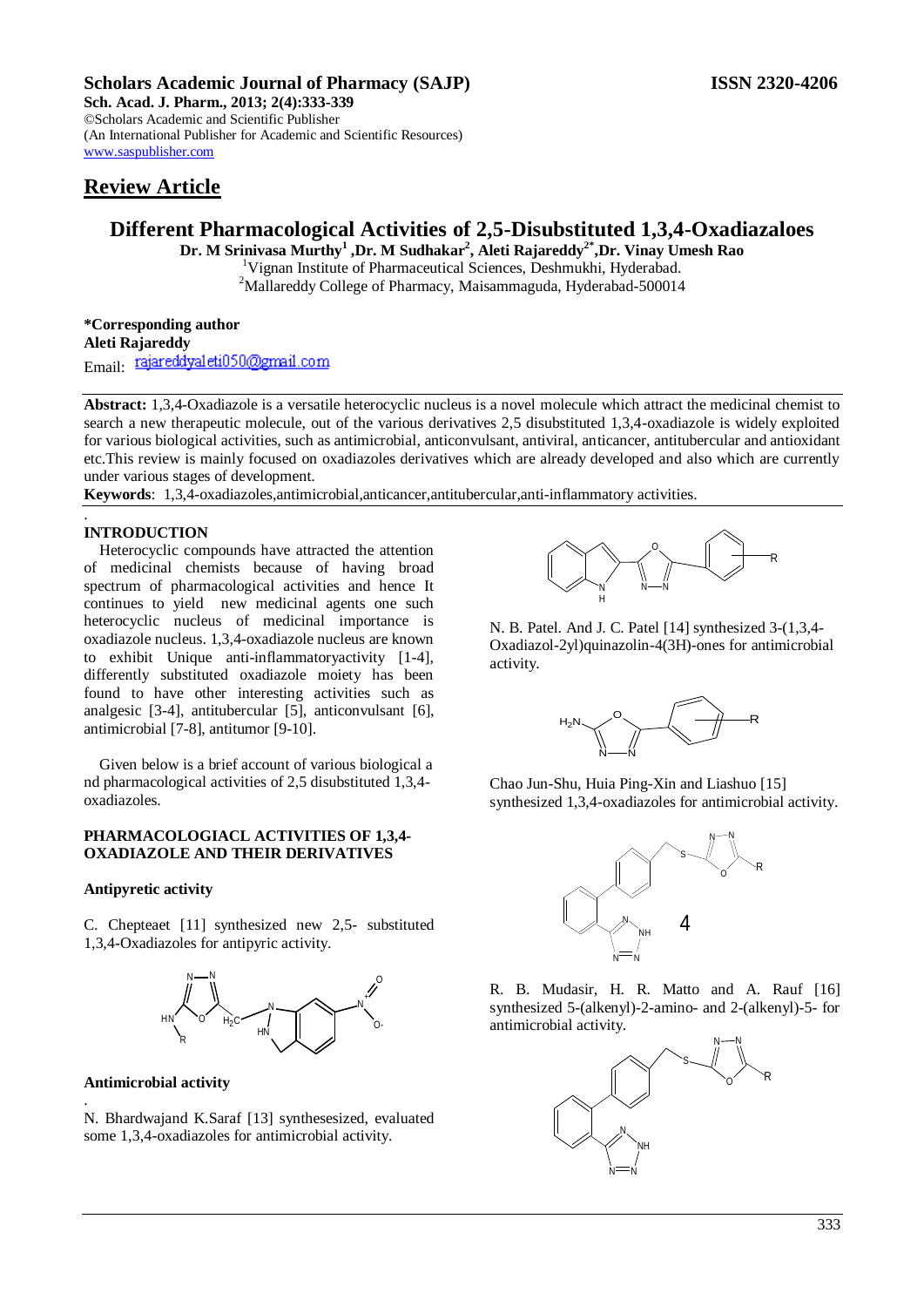**Scholars Academic Journal of Pharmacy (SAJP)** **ISSN 2320-4206**

**Sch. Acad. J. Pharm., 2013; 2(4):333-339**
©Scholars Academic and Scientific Publisher
(An International Publisher for Academic and Scientific Resources)
www.saspublisher.com

## Review Article

# Different Pharmacological Activities of 2,5-Disubstituted 1,3,4-Oxadiazaloes

**Dr. M Srinivasa Murthy[1] ,Dr. M Sudhakar[2], Aleti Rajareddy[2*],Dr. Vinay Umesh Rao**

[1]Vignan Institute of Pharmaceutical Sciences, Deshmukhi, Hyderabad.
[2]Mallareddy College of Pharmacy, Maisammaguda, Hyderabad-500014

**\*Corresponding author**
**Aleti Rajareddy**
Email: rajareddyaleti050@gmail.com

**Abstract:** 1,3,4-Oxadiazole is a versatile heterocyclic nucleus is a novel molecule which attract the medicinal chemist to search a new therapeutic molecule, out of the various derivatives 2,5 disubstituted 1,3,4-oxadiazole is widely exploited for various biological activities, such as antimicrobial, anticonvulsant, antiviral, anticancer, antitubercular and antioxidant etc.This review is mainly focused on oxadiazoles derivatives which are already developed and also which are currently under various stages of development.

**Keywords**: 1,3,4-oxadiazoles,antimicrobial,anticancer,antitubercular,anti-inflammatory activities.

## INTRODUCTION

Heterocyclic compounds have attracted the attention of medicinal chemists because of having broad spectrum of pharmacological activities and hence It continues to yield new medicinal agents one such heterocyclic nucleus of medicinal importance is oxadiazole nucleus. 1,3,4-oxadiazole nucleus are known to exhibit Unique anti-inflammatoryactivity [1-4], differently substituted oxadiazole moiety has been found to have other interesting activities such as analgesic [3-4], antitubercular [5], anticonvulsant [6], antimicrobial [7-8], antitumor [9-10].

Given below is a brief account of various biological a nd pharmacological activities of 2,5 disubstituted 1,3,4-oxadiazoles.

### PHARMACOLOGIACL ACTIVITIES OF 1,3,4-OXADIAZOLE AND THEIR DERIVATIVES

### Antipyretic activity

C. Chepteaet [11] synthesized new 2,5- substituted 1,3,4-Oxadiazoles for antipyric activity.

### Antimicrobial activity

N. Bhardwajand K.Saraf [13] synthesesized, evaluated some 1,3,4-oxadiazoles for antimicrobial activity.

N. B. Patel. And J. C. Patel [14] synthesized 3-(1,3,4-Oxadiazol-2yl)quinazolin-4(3H)-ones for antimicrobial activity.

Chao Jun-Shu, Huia Ping-Xin and Liashuo [15] synthesized 1,3,4-oxadiazoles for antimicrobial activity.

4

R. B. Mudasir, H. R. Matto and A. Rauf [16] synthesized 5-(alkenyl)-2-amino- and 2-(alkenyl)-5- for antimicrobial activity.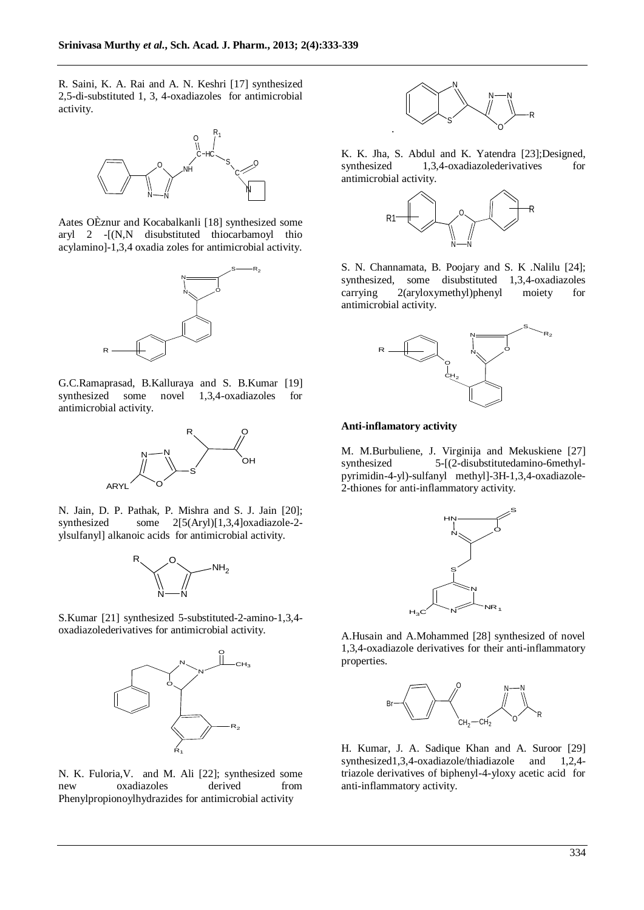R. Saini, K. A. Rai and A. N. Keshri [17] synthesized 2,5-di-substituted 1, 3, 4-oxadiazoles for antimicrobial activity.

Aates OÈznur and Kocabalkanli [18] synthesized some aryl 2 -[(N,N disubstituted thiocarbamoyl thio acylamino]-1,3,4 oxadia zoles for antimicrobial activity.

G.C.Ramaprasad, B.Kalluraya and S. B.Kumar [19] synthesized some novel 1,3,4-oxadiazoles for antimicrobial activity.

N. Jain, D. P. Pathak, P. Mishra and S. J. Jain [20]; synthesized some 2[5(Aryl)[1,3,4]oxadiazole-2-ylsulfanyl] alkanoic acids for antimicrobial activity.

S.Kumar [21] synthesized 5-substituted-2-amino-1,3,4-oxadiazolederivatives for antimicrobial activity.

N. K. Fuloria,V. and M. Ali [22]; synthesized some new oxadiazoles derived from Phenylpropionoylhydrazides for antimicrobial activity

K. K. Jha, S. Abdul and K. Yatendra [23];Designed, synthesized 1,3,4-oxadiazolederivatives for antimicrobial activity.

S. N. Channamata, B. Poojary and S. K .Nalilu [24]; synthesized, some disubstituted 1,3,4-oxadiazoles carrying 2(aryloxymethyl)phenyl moiety for antimicrobial activity.

**Anti-inflamatory activity**

M. M.Burbuliene, J. Virginija and Mekuskiene [27] synthesized 5-[(2-disubstitutedamino-6methyl-pyrimidin-4-yl)-sulfanyl methyl]-3H-1,3,4-oxadiazole-2-thiones for anti-inflammatory activity.

A.Husain and A.Mohammed [28] synthesized of novel 1,3,4-oxadiazole derivatives for their anti-inflammatory properties.

H. Kumar, J. A. Sadique Khan and A. Suroor [29] synthesized1,3,4-oxadiazole/thiadiazole and 1,2,4-triazole derivatives of biphenyl-4-yloxy acetic acid for anti-inflammatory activity.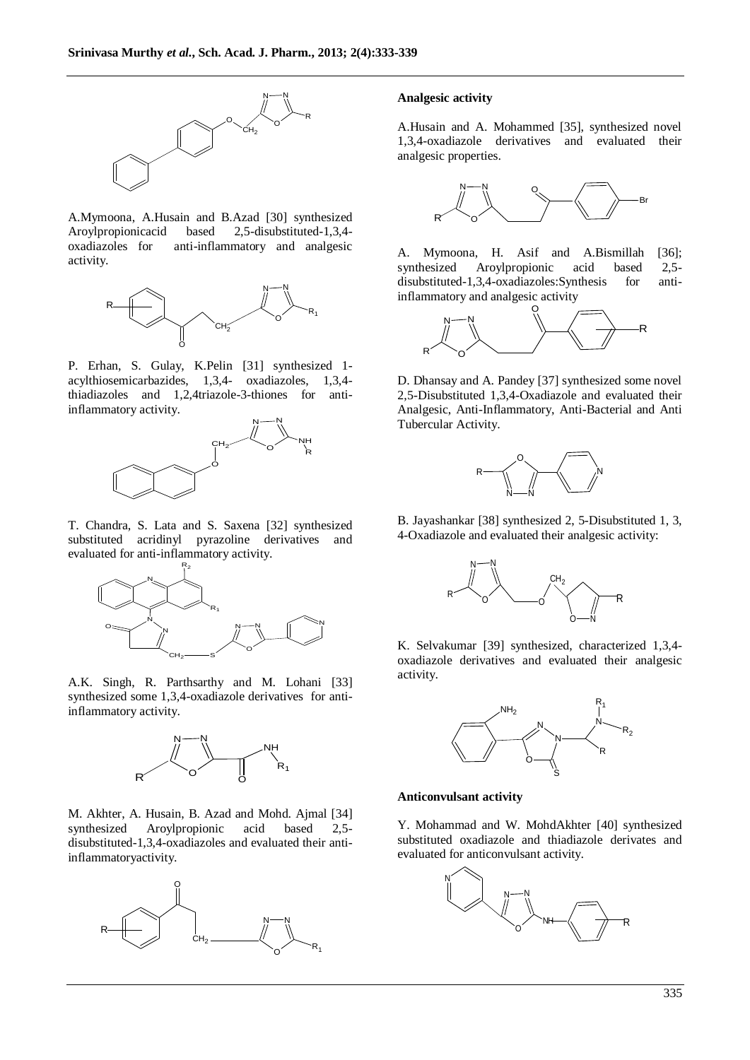A.Mymoona, A.Husain and B.Azad [30] synthesized Aroylpropionicacid based 2,5-disubstituted-1,3,4-oxadiazoles for anti-inflammatory and analgesic activity.

P. Erhan, S. Gulay, K.Pelin [31] synthesized 1-acylthiosemicarbazides, 1,3,4- oxadiazoles, 1,3,4-thiadiazoles and 1,2,4triazole-3-thiones for anti-inflammatory activity.

T. Chandra, S. Lata and S. Saxena [32] synthesized substituted acridinyl pyrazoline derivatives and evaluated for anti-inflammatory activity.

A.K. Singh, R. Parthsarthy and M. Lohani [33] synthesized some 1,3,4-oxadiazole derivatives for anti-inflammatory activity.

M. Akhter, A. Husain, B. Azad and Mohd. Ajmal [34] synthesized Aroylpropionic acid based 2,5-disubstituted-1,3,4-oxadiazoles and evaluated their anti-inflammatoryactivity.

### Analgesic activity

A.Husain and A. Mohammed [35], synthesized novel 1,3,4-oxadiazole derivatives and evaluated their analgesic properties.

A. Mymoona, H. Asif and A.Bismillah [36]; synthesized Aroylpropionic acid based 2,5-disubstituted-1,3,4-oxadiazoles:Synthesis for anti-inflammatory and analgesic activity

D. Dhansay and A. Pandey [37] synthesized some novel 2,5-Disubstituted 1,3,4-Oxadiazole and evaluated their Analgesic, Anti-Inflammatory, Anti-Bacterial and Anti Tubercular Activity.

B. Jayashankar [38] synthesized 2, 5-Disubstituted 1, 3, 4-Oxadiazole and evaluated their analgesic activity:

K. Selvakumar [39] synthesized, characterized 1,3,4-oxadiazole derivatives and evaluated their analgesic activity.

### Anticonvulsant activity

Y. Mohammad and W. MohdAkhter [40] synthesized substituted oxadiazole and thiadiazole derivates and evaluated for anticonvulsant activity.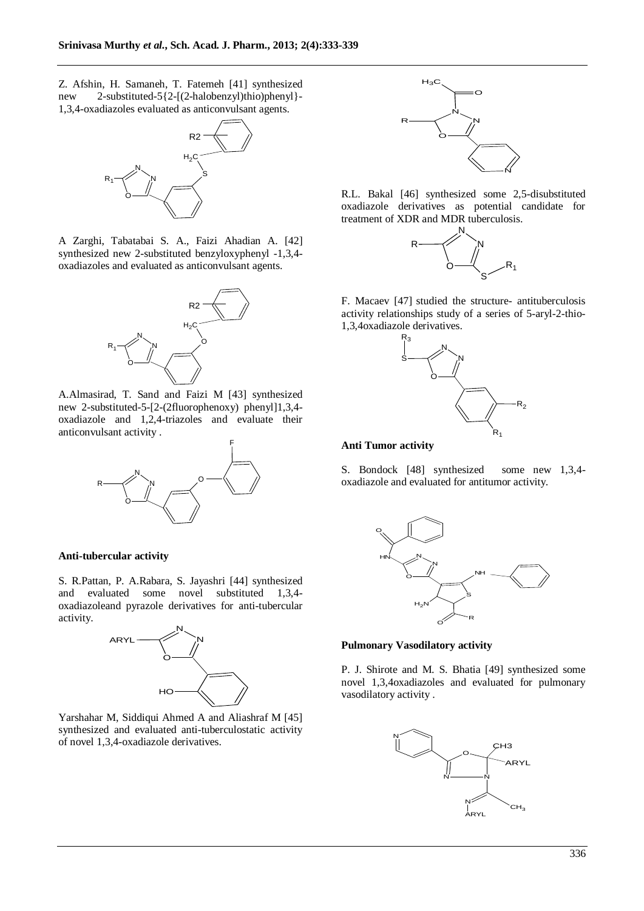Z. Afshin, H. Samaneh, T. Fatemeh [41] synthesized new 2-substituted-5{2-[(2-halobenzyl)thio)phenyl}-1,3,4-oxadiazoles evaluated as anticonvulsant agents.

A Zarghi, Tabatabai S. A., Faizi Ahadian A. [42] synthesized new 2-substituted benzyloxyphenyl -1,3,4-oxadiazoles and evaluated as anticonvulsant agents.

A.Almasirad, T. Sand and Faizi M [43] synthesized new 2-substituted-5-[2-(2fluorophenoxy) phenyl]1,3,4-oxadiazole and 1,2,4-triazoles and evaluate their anticonvulsant activity .

## Anti-tubercular activity

S. R.Pattan, P. A.Rabara, S. Jayashri [44] synthesized and evaluated some novel substituted 1,3,4-oxadiazoleand pyrazole derivatives for anti-tubercular activity.

Yarshahar M, Siddiqui Ahmed A and Aliashraf M [45] synthesized and evaluated anti-tuberculostatic activity of novel 1,3,4-oxadiazole derivatives.

R.L. Bakal [46] synthesized some 2,5-disubstituted oxadiazole derivatives as potential candidate for treatment of XDR and MDR tuberculosis.

F. Macaev [47] studied the structure- antituberculosis activity relationships study of a series of 5-aryl-2-thio-1,3,4oxadiazole derivatives.

## Anti Tumor activity

S. Bondock [48] synthesized some new 1,3,4-oxadiazole and evaluated for antitumor activity.

## Pulmonary Vasodilatory activity

P. J. Shirote and M. S. Bhatia [49] synthesized some novel 1,3,4oxadiazoles and evaluated for pulmonary vasodilatory activity .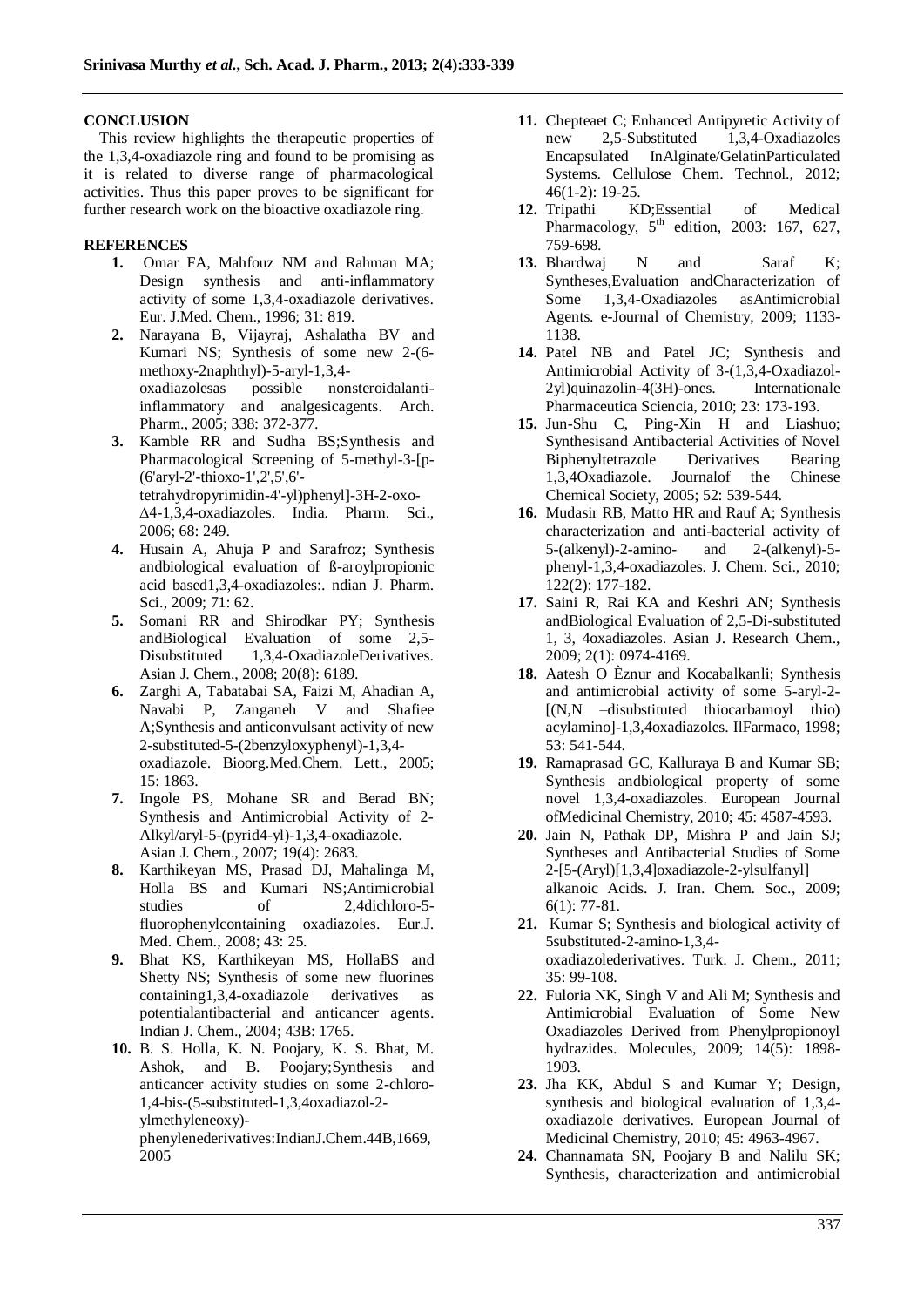**CONCLUSION**

This review highlights the therapeutic properties of the 1,3,4-oxadiazole ring and found to be promising as it is related to diverse range of pharmacological activities. Thus this paper proves to be significant for further research work on the bioactive oxadiazole ring.

**REFERENCES**

1. Omar FA, Mahfouz NM and Rahman MA; Design synthesis and anti-inflammatory activity of some 1,3,4-oxadiazole derivatives. Eur. J.Med. Chem., 1996; 31: 819.
2. Narayana B, Vijayraj, Ashalatha BV and Kumari NS; Synthesis of some new 2-(6-methoxy-2naphthyl)-5-aryl-1,3,4-oxadiazolesas possible nonsteroidalanti-inflammatory and analgesicagents. Arch. Pharm., 2005; 338: 372-377.
3. Kamble RR and Sudha BS;Synthesis and Pharmacological Screening of 5-methyl-3-[p-(6'aryl-2'-thioxo-1',2',5',6'-tetrahydropyrimidin-4'-yl)phenyl]-3H-2-oxo-Δ4-1,3,4-oxadiazoles. India. Pharm. Sci., 2006; 68: 249.
4. Husain A, Ahuja P and Sarafroz; Synthesis andbiological evaluation of ß-aroylpropionic acid based1,3,4-oxadiazoles:. ndian J. Pharm. Sci., 2009; 71: 62.
5. Somani RR and Shirodkar PY; Synthesis andBiological Evaluation of some 2,5-Disubstituted 1,3,4-OxadiazoleDerivatives. Asian J. Chem., 2008; 20(8): 6189.
6. Zarghi A, Tabatabai SA, Faizi M, Ahadian A, Navabi P, Zanganeh V and Shafiee A;Synthesis and anticonvulsant activity of new 2-substituted-5-(2benzyloxyphenyl)-1,3,4-oxadiazole. Bioorg.Med.Chem. Lett., 2005; 15: 1863.
7. Ingole PS, Mohane SR and Berad BN; Synthesis and Antimicrobial Activity of 2-Alkyl/aryl-5-(pyrid4-yl)-1,3,4-oxadiazole. Asian J. Chem., 2007; 19(4): 2683.
8. Karthikeyan MS, Prasad DJ, Mahalinga M, Holla BS and Kumari NS;Antimicrobial studies of 2,4dichloro-5-fluorophenylcontaining oxadiazoles. Eur.J. Med. Chem., 2008; 43: 25.
9. Bhat KS, Karthikeyan MS, HollaBS and Shetty NS; Synthesis of some new fluorines containing1,3,4-oxadiazole derivatives as potentialantibacterial and anticancer agents. Indian J. Chem., 2004; 43B: 1765.
10. B. S. Holla, K. N. Poojary, K. S. Bhat, M. Ashok, and B. Poojary;Synthesis and anticancer activity studies on some 2-chloro-1,4-bis-(5-substituted-1,3,4oxadiazol-2-ylmethyleneoxy)-phenylenederivatives:IndianJ.Chem.44B,1669, 2005
11. Chepteaet C; Enhanced Antipyretic Activity of new 2,5-Substituted 1,3,4-Oxadiazoles Encapsulated InAlginate/GelatinParticulated Systems. Cellulose Chem. Technol., 2012; 46(1-2): 19-25.
12. Tripathi KD;Essential of Medical Pharmacology, 5th edition, 2003: 167, 627, 759-698.
13. Bhardwaj N and Saraf K; Syntheses,Evaluation andCharacterization of Some 1,3,4-Oxadiazoles asAntimicrobial Agents. e-Journal of Chemistry, 2009; 1133-1138.
14. Patel NB and Patel JC; Synthesis and Antimicrobial Activity of 3-(1,3,4-Oxadiazol-2yl)quinazolin-4(3H)-ones. Internationale Pharmaceutica Sciencia, 2010; 23: 173-193.
15. Jun-Shu C, Ping-Xin H and Liashuo; Synthesisand Antibacterial Activities of Novel Biphenyltetrazole Derivatives Bearing 1,3,4Oxadiazole. Journalof the Chinese Chemical Society, 2005; 52: 539-544.
16. Mudasir RB, Matto HR and Rauf A; Synthesis characterization and anti-bacterial activity of 5-(alkenyl)-2-amino- and 2-(alkenyl)-5-phenyl-1,3,4-oxadiazoles. J. Chem. Sci., 2010; 122(2): 177-182.
17. Saini R, Rai KA and Keshri AN; Synthesis andBiological Evaluation of 2,5-Di-substituted 1, 3, 4oxadiazoles. Asian J. Research Chem., 2009; 2(1): 0974-4169.
18. Aatesh O Èznur and Kocabalkanli; Synthesis and antimicrobial activity of some 5-aryl-2-[(N,N –disubstituted thiocarbamoyl thio) acylamino]-1,3,4oxadiazoles. IlFarmaco, 1998; 53: 541-544.
19. Ramaprasad GC, Kalluraya B and Kumar SB; Synthesis andbiological property of some novel 1,3,4-oxadiazoles. European Journal ofMedicinal Chemistry, 2010; 45: 4587-4593.
20. Jain N, Pathak DP, Mishra P and Jain SJ; Syntheses and Antibacterial Studies of Some 2-[5-(Aryl)[1,3,4]oxadiazole-2-ylsulfanyl] alkanoic Acids. J. Iran. Chem. Soc., 2009; 6(1): 77-81.
21. Kumar S; Synthesis and biological activity of 5substituted-2-amino-1,3,4-oxadiazolederivatives. Turk. J. Chem., 2011; 35: 99-108.
22. Fuloria NK, Singh V and Ali M; Synthesis and Antimicrobial Evaluation of Some New Oxadiazoles Derived from Phenylpropionoyl hydrazides. Molecules, 2009; 14(5): 1898-1903.
23. Jha KK, Abdul S and Kumar Y; Design, synthesis and biological evaluation of 1,3,4-oxadiazole derivatives. European Journal of Medicinal Chemistry, 2010; 45: 4963-4967.
24. Channamata SN, Poojary B and Nalilu SK; Synthesis, characterization and antimicrobial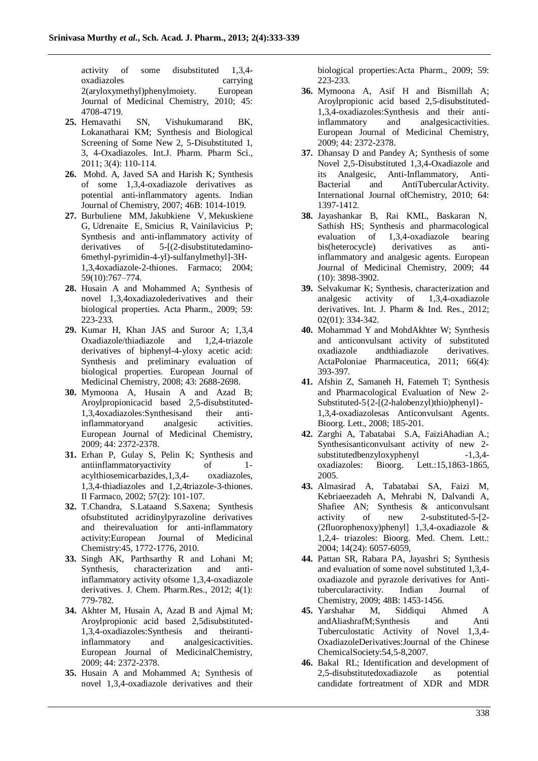activity of some disubstituted 1,3,4-oxadiazoles carrying 2(aryloxymethyl)phenylmoiety. European Journal of Medicinal Chemistry, 2010; 45: 4708-4719.

25. Hemavathi SN, Vishukumarand BK, Lokanatharai KM; Synthesis and Biological Screening of Some New 2, 5-Disubstituted 1, 3, 4-Oxadiazoles. Int.J. Pharm. Pharm Sci., 2011; 3(4): 110-114.
26. Mohd. A, Javed SA and Harish K; Synthesis of some 1,3,4-oxadiazole derivatives as potential anti-inflammatory agents. Indian Journal of Chemistry, 2007; 46B: 1014-1019.
27. Burbuliene MM, Jakubkiene V, Mekuskiene G, Udrenaite E, Smicius R, Vainilavicius P; Synthesis and anti-inflammatory activity of derivatives of 5-[(2-disubstitutedamino-6methyl-pyrimidin-4-yl)-sulfanylmethyl]-3H-1,3,4oxadiazole-2-thiones. Farmaco; 2004; 59(10):767–774.
28. Husain A and Mohammed A; Synthesis of novel 1,3,4oxadiazolederivatives and their biological properties. Acta Pharm., 2009; 59: 223-233.
29. Kumar H, Khan JAS and Suroor A; 1,3,4 Oxadiazole/thiadiazole and 1,2,4-triazole derivatives of biphenyl-4-yloxy acetic acid: Synthesis and preliminary evaluation of biological properties. European Journal of Medicinal Chemistry, 2008; 43: 2688-2698.
30. Mymoona A, Husain A and Azad B; Aroylpropionicacid based 2,5-disubstituted-1,3,4oxadiazoles:Synthesisand their anti-inflammatoryand analgesic activities. European Journal of Medicinal Chemistry, 2009; 44: 2372-2378.
31. Erhan P, Gulay S, Pelin K; Synthesis and antiinflammatoryactivity of 1-acylthiosemicarbazides,1,3,4- oxadiazoles, 1,3,4-thiadiazoles and 1,2,4triazole-3-thiones. Il Farmaco, 2002; 57(2): 101-107.
32. T.Chandra, S.Lataand S.Saxena; Synthesis ofsubstituted acridinylpyrazoline derivatives and theirevaluation for anti-inflammatory activity:European Journal of Medicinal Chemistry:45, 1772-1776, 2010.
33. Singh AK, Parthsarthy R and Lohani M; Synthesis, characterization and anti-inflammatory activity ofsome 1,3,4-oxadiazole derivatives. J. Chem. Pharm.Res., 2012; 4(1): 779-782.
34. Akhter M, Husain A, Azad B and Ajmal M; Aroylpropionic acid based 2,5disubstituted-1,3,4-oxadiazoles:Synthesis and theiranti-inflammatory and analgesicactivities. European Journal of MedicinalChemistry, 2009; 44: 2372-2378.
35. Husain A and Mohammed A; Synthesis of novel 1,3,4-oxadiazole derivatives and their biological properties:Acta Pharm., 2009; 59: 223-233.
36. Mymoona A, Asif H and Bismillah A; Aroylpropionic acid based 2,5-disubstituted-1,3,4-oxadiazoles:Synthesis and their anti-inflammatory and analgesicactivities. European Journal of Medicinal Chemistry, 2009; 44: 2372-2378.
37. Dhansay D and Pandey A; Synthesis of some Novel 2,5-Disubstituted 1,3,4-Oxadiazole and its Analgesic, Anti-Inflammatory, Anti-Bacterial and AntiTubercularActivity. International Journal ofChemistry, 2010; 64: 1397-1412.
38. Jayashankar B, Rai KML, Baskaran N, Sathish HS; Synthesis and pharmacological evaluation of 1,3,4-oxadiazole bearing bis(heterocycle) derivatives as anti-inflammatory and analgesic agents. European Journal of Medicinal Chemistry, 2009; 44 (10): 3898-3902.
39. Selvakumar K; Synthesis, characterization and analgesic activity of 1,3,4-oxadiazole derivatives. Int. J. Pharm & Ind. Res., 2012; 02(01): 334-342.
40. Mohammad Y and MohdAkhter W; Synthesis and anticonvulsant activity of substituted oxadiazole andthiadiazole derivatives. ActaPoloniae Pharmaceutica, 2011; 66(4): 393-397.
41. Afshin Z, Samaneh H, Fatemeh T; Synthesis and Pharmacological Evaluation of New 2-Substituted-5{2-[(2-halobenzyl)thio)phenyl}-1,3,4-oxadiazolesas Anticonvulsant Agents. Bioorg. Lett., 2008; 185-201.
42. Zarghi A, Tabatabai S.A, FaiziAhadian A.; Synthesisanticonvulsant activity of new 2-substitutedbenzyloxyphenyl -1,3,4-oxadiazoles: Bioorg. Lett.:15,1863-1865, 2005.
43. Almasirad A, Tabatabai SA, Faizi M, Kebriaeezadeh A, Mehrabi N, Dalvandi A, Shafiee AN; Synthesis & anticonvulsant activity of new 2-substituted-5-[2-(2fluorophenoxy)phenyl] 1,3,4-oxadiazole & 1,2,4- triazoles: Bioorg. Med. Chem. Lett.: 2004; 14(24): 6057-6059,
44. Pattan SR, Rabara PA, Jayashri S; Synthesis and evaluation of some novel substituted 1,3,4-oxadiazole and pyrazole derivatives for Anti-tubercularactivity. Indian Journal of Chemistry, 2009; 48B: 1453-1456.
45. Yarshahar M, Siddiqui Ahmed A andAliashrafM;Synthesis and Anti Tuberculostatic Activity of Novel 1,3,4-OxadiazoleDerivatives:Journal of the Chinese ChemicalSociety:54,5-8,2007.
46. Bakal RL; Identification and development of 2,5-disubstitutedoxadiazole as potential candidate fortreatment of XDR and MDR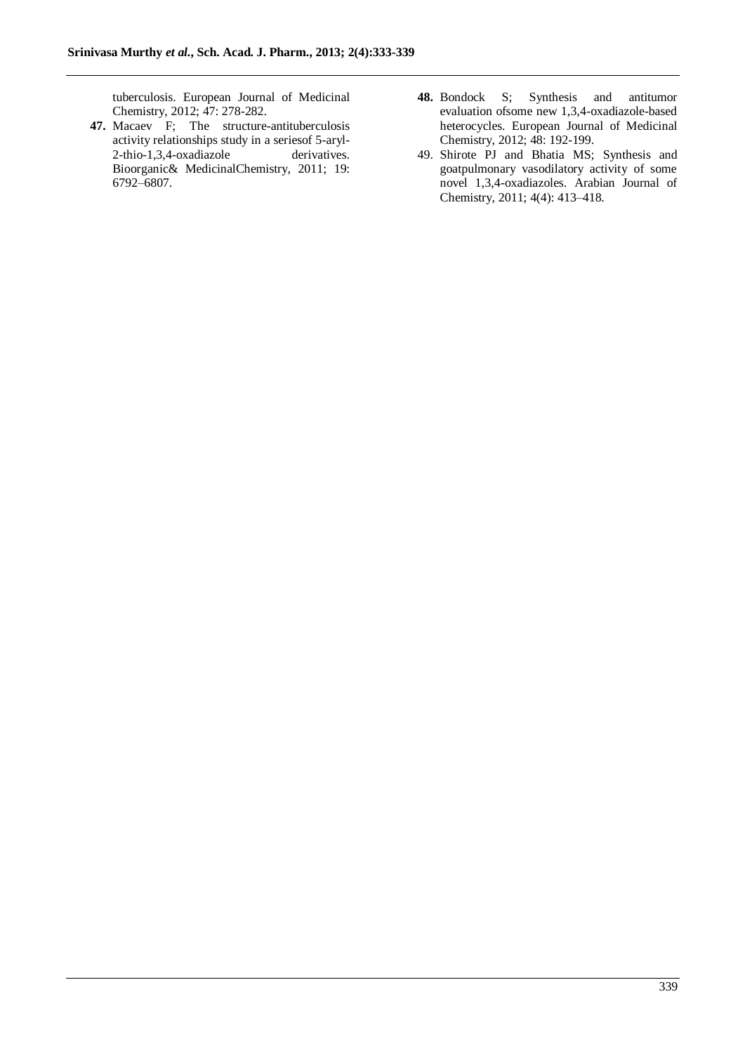tuberculosis. European Journal of Medicinal Chemistry, 2012; 47: 278-282.

47. Macaev F; The structure-antituberculosis activity relationships study in a seriesof 5-aryl-2-thio-1,3,4-oxadiazole derivatives. Bioorganic& MedicinalChemistry, 2011; 19: 6792–6807.

48. Bondock S; Synthesis and antitumor evaluation ofsome new 1,3,4-oxadiazole-based heterocycles. European Journal of Medicinal Chemistry, 2012; 48: 192-199.

49. Shirote PJ and Bhatia MS; Synthesis and goatpulmonary vasodilatory activity of some novel 1,3,4-oxadiazoles. Arabian Journal of Chemistry, 2011; 4(4): 413–418.